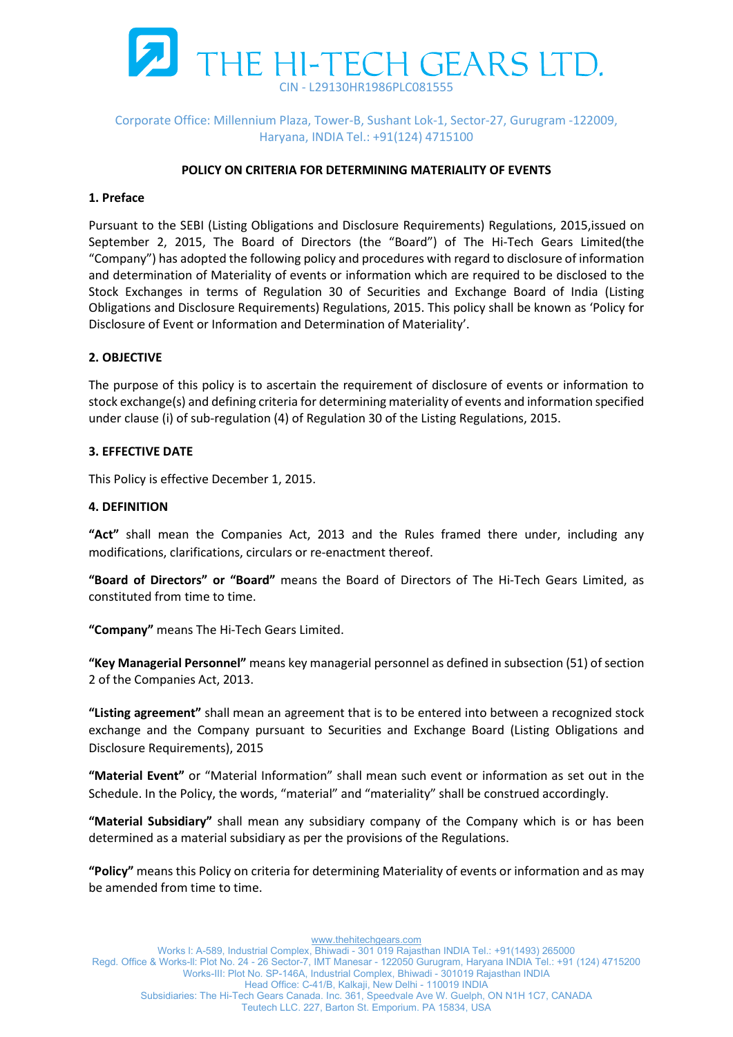# THE HI-TECH GEARS LTD.

CIN - L29130HR1986PLC081555

Corporate Office: Millennium Plaza, Tower-B, Sushant Lok-1, Sector-27, Gurugram -122009, Haryana, INDIA Tel.: +91(124) 4715100

## POLICY ON CRITERIA FOR DETERMINING MATERIALITY OF EVENTS

### 1. Preface

Pursuant to the SEBI (Listing Obligations and Disclosure Requirements) Regulations, 2015,issued on September 2, 2015, The Board of Directors (the "Board") of The Hi-Tech Gears Limited(the "Company") has adopted the following policy and procedures with regard to disclosure of information and determination of Materiality of events or information which are required to be disclosed to the Stock Exchanges in terms of Regulation 30 of Securities and Exchange Board of India (Listing Obligations and Disclosure Requirements) Regulations, 2015. This policy shall be known as 'Policy for Disclosure of Event or Information and Determination of Materiality'.

### 2. OBJECTIVE

The purpose of this policy is to ascertain the requirement of disclosure of events or information to stock exchange(s) and defining criteria for determining materiality of events and information specified under clause (i) of sub-regulation (4) of Regulation 30 of the Listing Regulations, 2015.

### 3. EFFECTIVE DATE

This Policy is effective December 1, 2015.

### 4. DEFINITION

**"Act"** shall mean the Companies Act, 2013 and the Rules framed there under, including any modifications, clarifications, circulars or re-enactment thereof.

**"Board of Directors" or "Board"** means the Board of Directors of The Hi-Tech Gears Limited, as constituted from time to time.

**"Company"** means The Hi-Tech Gears Limited.

**"Key Managerial Personnel"** means key managerial personnel as defined in subsection (51) of section 2 of the Companies Act, 2013.

**"Listing agreement"** shall mean an agreement that is to be entered into between a recognized stock exchange and the Company pursuant to Securities and Exchange Board (Listing Obligations and Disclosure Requirements), 2015

**"Material Event"** or "Material Information" shall mean such event or information as set out in the Schedule. In the Policy, the words, "material" and "materiality" shall be construed accordingly.

**"Material Subsidiary"** shall mean any subsidiary company of the Company which is or has been determined as a material subsidiary as per the provisions of the Regulations.

**"Policy"** means this Policy on criteria for determining Materiality of events or information and as may be amended from time to time.

www.thehitechgears.com
Works I: A-589, Industrial Complex, Bhiwadi - 301 019 Rajasthan INDIA Tel.: +91(1493) 265000
Regd. Office & Works-II: Plot No. 24 - 26 Sector-7, IMT Manesar - 122050 Gurugram, Haryana INDIA Tel.: +91 (124) 4715200
Works-III: Plot No. SP-146A, Industrial Complex, Bhiwadi - 301019 Rajasthan INDIA
Head Office: C-41/B, Kalkaji, New Delhi - 110019 INDIA
Subsidiaries: The Hi-Tech Gears Canada. Inc. 361, Speedvale Ave W. Guelph, ON N1H 1C7, CANADA
Teutech LLC. 227, Barton St. Emporium. PA 15834, USA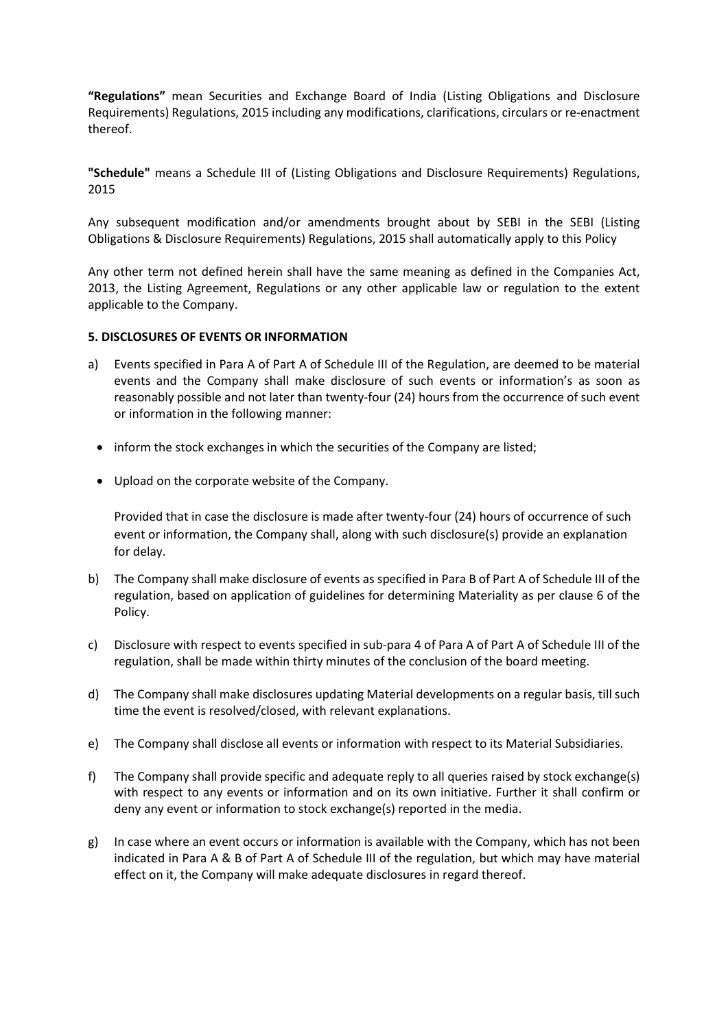**"Regulations"** mean Securities and Exchange Board of India (Listing Obligations and Disclosure Requirements) Regulations, 2015 including any modifications, clarifications, circulars or re-enactment thereof.

**"Schedule"** means a Schedule III of (Listing Obligations and Disclosure Requirements) Regulations, 2015

Any subsequent modification and/or amendments brought about by SEBI in the SEBI (Listing Obligations & Disclosure Requirements) Regulations, 2015 shall automatically apply to this Policy

Any other term not defined herein shall have the same meaning as defined in the Companies Act, 2013, the Listing Agreement, Regulations or any other applicable law or regulation to the extent applicable to the Company.

**5. DISCLOSURES OF EVENTS OR INFORMATION**

a) Events specified in Para A of Part A of Schedule III of the Regulation, are deemed to be material events and the Company shall make disclosure of such events or information's as soon as reasonably possible and not later than twenty-four (24) hours from the occurrence of such event or information in the following manner:

   - inform the stock exchanges in which the securities of the Company are listed;
   - Upload on the corporate website of the Company.

   Provided that in case the disclosure is made after twenty-four (24) hours of occurrence of such event or information, the Company shall, along with such disclosure(s) provide an explanation for delay.

b) The Company shall make disclosure of events as specified in Para B of Part A of Schedule III of the regulation, based on application of guidelines for determining Materiality as per clause 6 of the Policy.

c) Disclosure with respect to events specified in sub-para 4 of Para A of Part A of Schedule III of the regulation, shall be made within thirty minutes of the conclusion of the board meeting.

d) The Company shall make disclosures updating Material developments on a regular basis, till such time the event is resolved/closed, with relevant explanations.

e) The Company shall disclose all events or information with respect to its Material Subsidiaries.

f) The Company shall provide specific and adequate reply to all queries raised by stock exchange(s) with respect to any events or information and on its own initiative. Further it shall confirm or deny any event or information to stock exchange(s) reported in the media.

g) In case where an event occurs or information is available with the Company, which has not been indicated in Para A & B of Part A of Schedule III of the regulation, but which may have material effect on it, the Company will make adequate disclosures in regard thereof.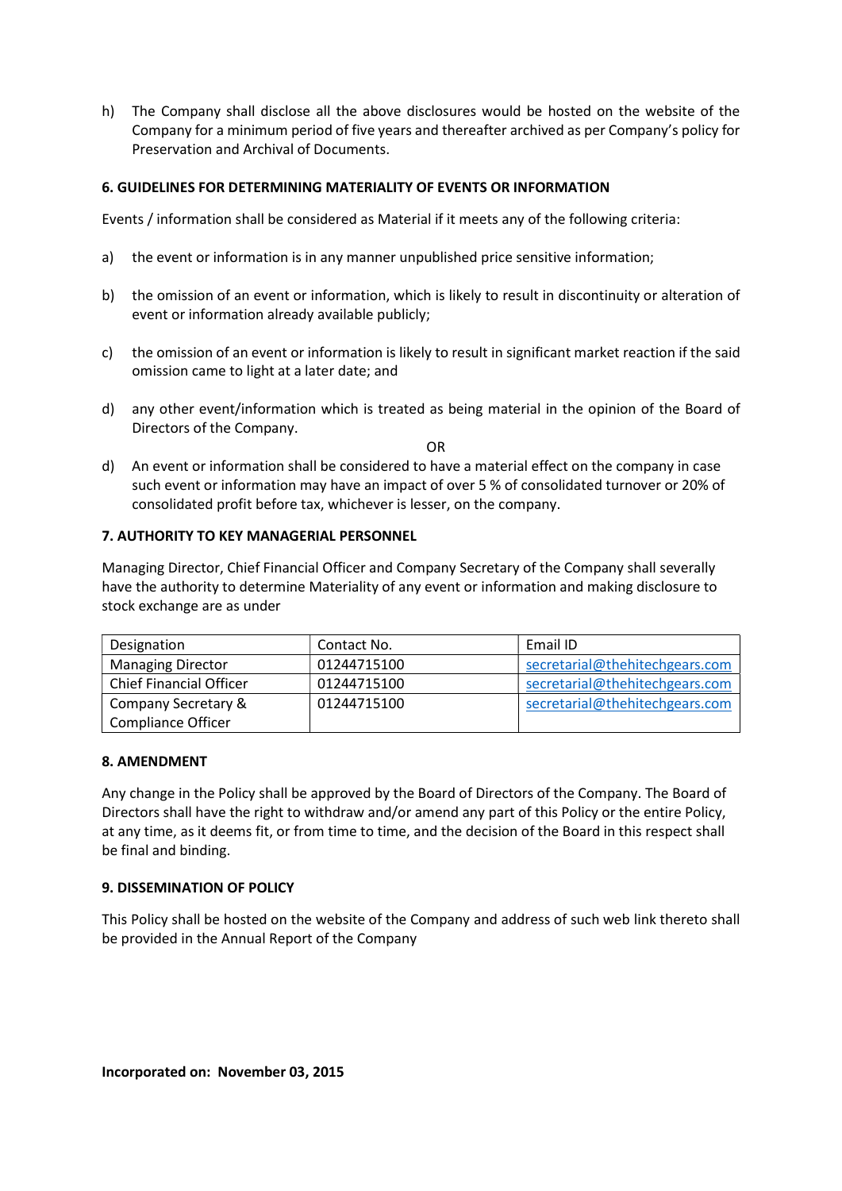h) The Company shall disclose all the above disclosures would be hosted on the website of the Company for a minimum period of five years and thereafter archived as per Company's policy for Preservation and Archival of Documents.

### 6. GUIDELINES FOR DETERMINING MATERIALITY OF EVENTS OR INFORMATION

Events / information shall be considered as Material if it meets any of the following criteria:

a) the event or information is in any manner unpublished price sensitive information;

b) the omission of an event or information, which is likely to result in discontinuity or alteration of event or information already available publicly;

c) the omission of an event or information is likely to result in significant market reaction if the said omission came to light at a later date; and

d) any other event/information which is treated as being material in the opinion of the Board of Directors of the Company.

OR

d) An event or information shall be considered to have a material effect on the company in case such event or information may have an impact of over 5 % of consolidated turnover or 20% of consolidated profit before tax, whichever is lesser, on the company.

### 7. AUTHORITY TO KEY MANAGERIAL PERSONNEL

Managing Director, Chief Financial Officer and Company Secretary of the Company shall severally have the authority to determine Materiality of any event or information and making disclosure to stock exchange are as under

| Designation | Contact No. | Email ID |
|---|---|---|
| Managing Director | 01244715100 | secretarial@thehitechgears.com |
| Chief Financial Officer | 01244715100 | secretarial@thehitechgears.com |
| Company Secretary & Compliance Officer | 01244715100 | secretarial@thehitechgears.com |

### 8. AMENDMENT

Any change in the Policy shall be approved by the Board of Directors of the Company. The Board of Directors shall have the right to withdraw and/or amend any part of this Policy or the entire Policy, at any time, as it deems fit, or from time to time, and the decision of the Board in this respect shall be final and binding.

### 9. DISSEMINATION OF POLICY

This Policy shall be hosted on the website of the Company and address of such web link thereto shall be provided in the Annual Report of the Company

**Incorporated on: November 03, 2015**